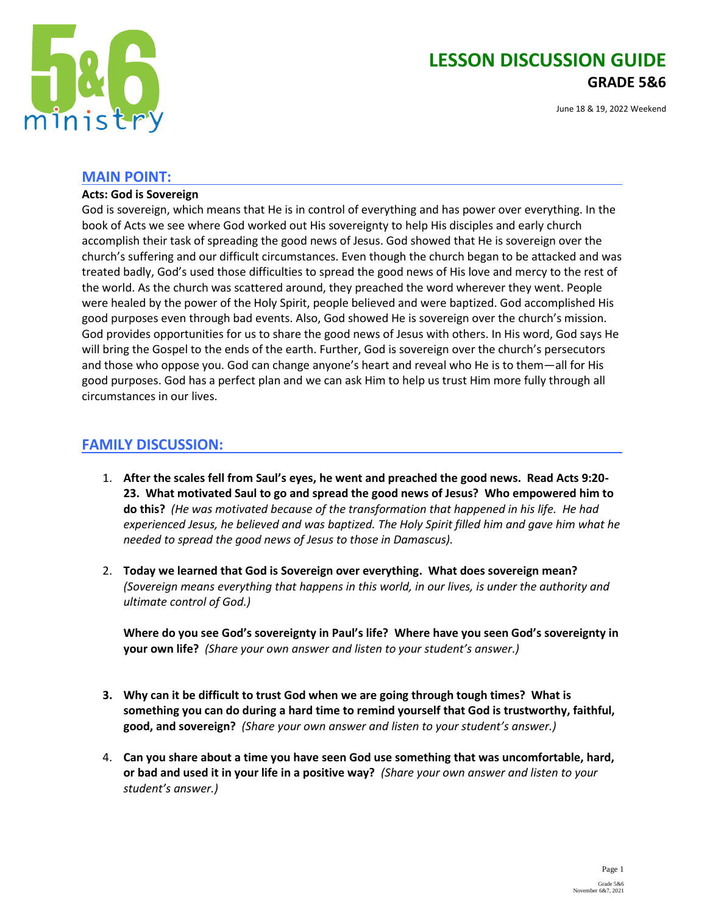# LESSON DISCUSSION GUIDE

## GRADE 5&6

June 18 & 19, 2022 Weekend

## MAIN POINT:

**Acts: God is Sovereign**

God is sovereign, which means that He is in control of everything and has power over everything. In the book of Acts we see where God worked out His sovereignty to help His disciples and early church accomplish their task of spreading the good news of Jesus. God showed that He is sovereign over the church's suffering and our difficult circumstances. Even though the church began to be attacked and was treated badly, God's used those difficulties to spread the good news of His love and mercy to the rest of the world. As the church was scattered around, they preached the word wherever they went. People were healed by the power of the Holy Spirit, people believed and were baptized. God accomplished His good purposes even through bad events. Also, God showed He is sovereign over the church's mission. God provides opportunities for us to share the good news of Jesus with others. In His word, God says He will bring the Gospel to the ends of the earth. Further, God is sovereign over the church's persecutors and those who oppose you. God can change anyone's heart and reveal who He is to them—all for His good purposes. God has a perfect plan and we can ask Him to help us trust Him more fully through all circumstances in our lives.

## FAMILY DISCUSSION:

1. **After the scales fell from Saul's eyes, he went and preached the good news. Read Acts 9:20-23. What motivated Saul to go and spread the good news of Jesus? Who empowered him to do this?** *(He was motivated because of the transformation that happened in his life. He had experienced Jesus, he believed and was baptized. The Holy Spirit filled him and gave him what he needed to spread the good news of Jesus to those in Damascus).*

2. **Today we learned that God is Sovereign over everything. What does sovereign mean?** *(Sovereign means everything that happens in this world, in our lives, is under the authority and ultimate control of God.)*

   **Where do you see God's sovereignty in Paul's life? Where have you seen God's sovereignty in your own life?** *(Share your own answer and listen to your student's answer.)*

3. **Why can it be difficult to trust God when we are going through tough times? What is something you can do during a hard time to remind yourself that God is trustworthy, faithful, good, and sovereign?** *(Share your own answer and listen to your student's answer.)*

4. **Can you share about a time you have seen God use something that was uncomfortable, hard, or bad and used it in your life in a positive way?** *(Share your own answer and listen to your student's answer.)*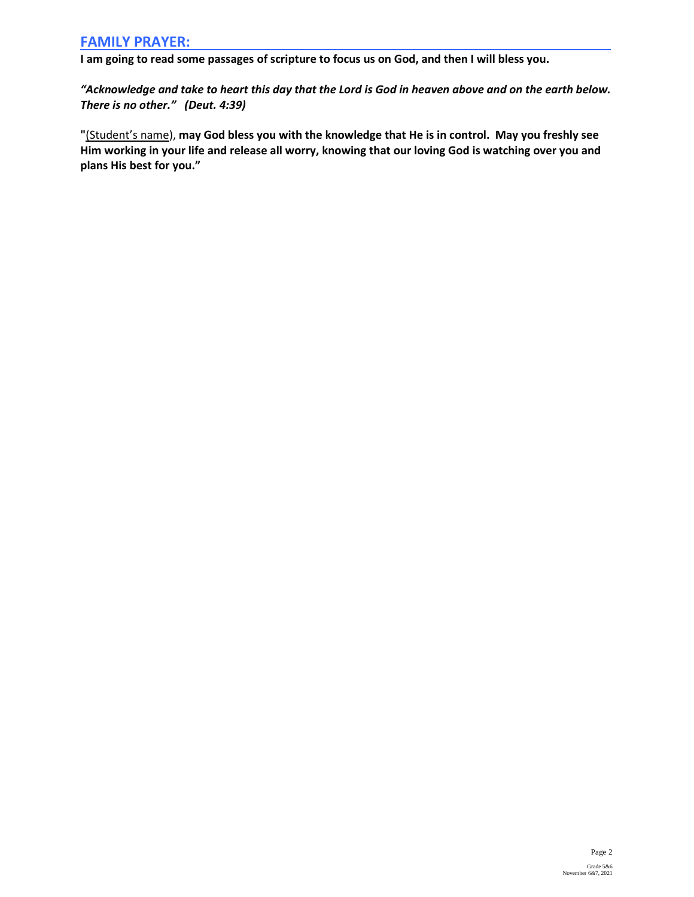## FAMILY PRAYER:

**I am going to read some passages of scripture to focus us on God, and then I will bless you.**

***"Acknowledge and take to heart this day that the Lord is God in heaven above and on the earth below. There is no other." (Deut. 4:39)***

**"**(Student's name), **may God bless you with the knowledge that He is in control. May you freshly see Him working in your life and release all worry, knowing that our loving God is watching over you and plans His best for you."**